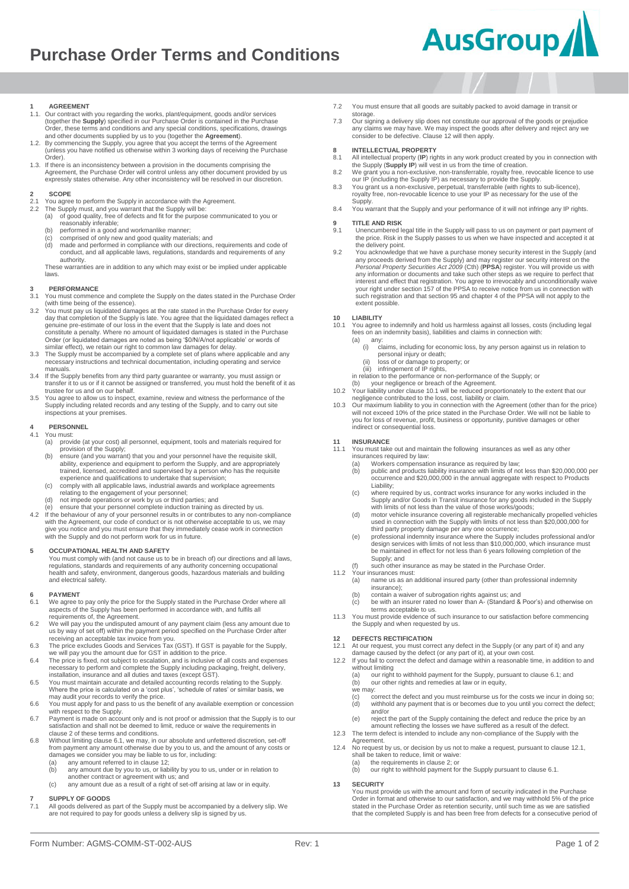#  Purchase Order Terms and Conditions

## 1 AGREEMENT

1.1. Our contract with you regarding the works, plant/equipment, goods and/or services (together the **Supply**) specified in our Purchase Order is contained in the Purchase Order, these terms and conditions and any special conditions, specifications, drawings and other documents supplied by us to you (together the **Agreement**).

1.2. By commencing the Supply, you agree that you accept the terms of the Agreement (unless you have notified us otherwise within 3 working days of receiving the Purchase Order).

1.3. If there is an inconsistency between a provision in the documents comprising the Agreement, the Purchase Order will control unless any other document provided by us expressly states otherwise. Any other inconsistency will be resolved in our discretion.

## 2 SCOPE

2.1 You agree to perform the Supply in accordance with the Agreement.

2.2 The Supply must, and you warrant that the Supply will be:
- (a) of good quality, free of defects and fit for the purpose communicated to you or reasonably inferable;
- (b) performed in a good and workmanlike manner;
- (c) comprised of only new and good quality materials; and
- (d) made and performed in compliance with our directions, requirements and code of conduct, and all applicable laws, regulations, standards and requirements of any authority.

These warranties are in addition to any which may exist or be implied under applicable laws.

## 3 PERFORMANCE

3.1 You must commence and complete the Supply on the dates stated in the Purchase Order (with time being of the essence).

3.2 You must pay us liquidated damages at the rate stated in the Purchase Order for every day that completion of the Supply is late. You agree that the liquidated damages reflect a genuine pre-estimate of our loss in the event that the Supply is late and does not constitute a penalty. Where no amount of liquidated damages is stated in the Purchase Order (or liquidated damages are noted as being '$0/N/A/not applicable' or words of similar effect), we retain our right to common law damages for delay.

3.3 The Supply must be accompanied by a complete set of plans where applicable and any necessary instructions and technical documentation, including operating and service manuals.

3.4 If the Supply benefits from any third party guarantee or warranty, you must assign or transfer it to us or if it cannot be assigned or transferred, you must hold the benefit of it as trustee for us and on our behalf.

3.5 You agree to allow us to inspect, examine, review and witness the performance of the Supply including related records and any testing of the Supply, and to carry out site inspections at your premises.

## 4 PERSONNEL

4.1 You must:
- (a) provide (at your cost) all personnel, equipment, tools and materials required for provision of the Supply;
- (b) ensure (and you warrant) that you and your personnel have the requisite skill, ability, experience and equipment to perform the Supply, and are appropriately trained, licensed, accredited and supervised by a person who has the requisite experience and qualifications to undertake that supervision;
- (c) comply with all applicable laws, industrial awards and workplace agreements relating to the engagement of your personnel;
- (d) not impede operations or work by us or third parties; and
- (e) ensure that your personnel complete induction training as directed by us.

4.2 If the behaviour of any of your personnel results in or contributes to any non-compliance with the Agreement, our code of conduct or is not otherwise acceptable to us, we may give you notice and you must ensure that they immediately cease work in connection with the Supply and do not perform work for us in future.

## 5 OCCUPATIONAL HEALTH AND SAFETY

You must comply with (and not cause us to be in breach of) our directions and all laws, regulations, standards and requirements of any authority concerning occupational health and safety, environment, dangerous goods, hazardous materials and building and electrical safety.

## 6 PAYMENT

6.1 We agree to pay only the price for the Supply stated in the Purchase Order where all aspects of the Supply has been performed in accordance with, and fulfils all requirements of, the Agreement.

6.2 We will pay you the undisputed amount of any payment claim (less any amount due to us by way of set off) within the payment period specified on the Purchase Order after receiving an acceptable tax invoice from you.

6.3 The price excludes Goods and Services Tax (GST). If GST is payable for the Supply, we will pay you the amount due for GST in addition to the price.

6.4 The price is fixed, not subject to escalation, and is inclusive of all costs and expenses necessary to perform and complete the Supply including packaging, freight, delivery, installation, insurance and all duties and taxes (except GST).

6.5 You must maintain accurate and detailed accounting records relating to the Supply. Where the price is calculated on a 'cost plus', 'schedule of rates' or similar basis, we may audit your records to verify the price.

6.6 You must apply for and pass to us the benefit of any available exemption or concession with respect to the Supply.

6.7 Payment is made on account only and is not proof or admission that the Supply is to our satisfaction and shall not be deemed to limit, reduce or waive the requirements in clause 2 of these terms and conditions.

6.8 Without limiting clause 6.1, we may, in our absolute and unfettered discretion, set-off from payment any amount otherwise due by you to us, and the amount of any costs or damages we consider you may be liable to us for, including:
- (a) any amount referred to in clause 12;
- (b) any amount due by you to us, or liability by you to us, under or in relation to another contract or agreement with us; and
- (c) any amount due as a result of a right of set-off arising at law or in equity.

## 7 SUPPLY OF GOODS

7.1 All goods delivered as part of the Supply must be accompanied by a delivery slip. We are not required to pay for goods unless a delivery slip is signed by us.

7.2 You must ensure that all goods are suitably packed to avoid damage in transit or storage.

7.3 Our signing a delivery slip does not constitute our approval of the goods or prejudice any claims we may have. We may inspect the goods after delivery and reject any we consider to be defective. Clause 12 will then apply.

## 8 INTELLECTUAL PROPERTY

8.1 All intellectual property (**IP**) rights in any work product created by you in connection with the Supply (**Supply IP**) will vest in us from the time of creation.

8.2 We grant you a non-exclusive, non-transferrable, royalty free, revocable licence to use our IP (including the Supply IP) as necessary to provide the Supply.

8.3 You grant us a non-exclusive, perpetual, transferrable (with rights to sub-licence), royalty free, non-revocable licence to use your IP as necessary for the use of the Supply.

8.4 You warrant that the Supply and your performance of it will not infringe any IP rights.

## 9 TITLE AND RISK

9.1 Unencumbered legal title in the Supply will pass to us on payment or part payment of the price. Risk in the Supply passes to us when we have inspected and accepted it at the delivery point.

9.2 You acknowledge that we have a purchase money security interest in the Supply (and any proceeds derived from the Supply) and may register our security interest on the *Personal Property Securities Act 2009* (Cth) (**PPSA**) register. You will provide us with any information or documents and take such other steps as we require to perfect that interest and effect that registration. You agree to irrevocably and unconditionally waive your right under section 157 of the PPSA to receive notice from us in connection with such registration and that section 95 and chapter 4 of the PPSA will not apply to the extent possible.

## 10 LIABILITY

10.1 You agree to indemnify and hold us harmless against all losses, costs (including legal fees on an indemnity basis), liabilities and claims in connection with:
- (a) any:
  - (i) claims, including for economic loss, by any person against us in relation to personal injury or death;
  - (ii) loss of or damage to property; or
  - (iii) infringement of IP rights,

  in relation to the performance or non-performance of the Supply; or
- (b) your negligence or breach of the Agreement.

10.2 Your liability under clause 10.1 will be reduced proportionately to the extent that our negligence contributed to the loss, cost, liability or claim.

10.3 Our maximum liability to you in connection with the Agreement (other than for the price) will not exceed 10% of the price stated in the Purchase Order. We will not be liable to you for loss of revenue, profit, business or opportunity, punitive damages or other indirect or consequential loss.

## 11 INSURANCE

11.1 You must take out and maintain the following insurances as well as any other insurances required by law:
- (a) Workers compensation insurance as required by law;
- (b) public and products liability insurance with limits of not less than $20,000,000 per occurrence and $20,000,000 in the annual aggregate with respect to Products Liability;
- (c) where required by us, contract works insurance for any works included in the Supply and/or Goods in Transit insurance for any goods included in the Supply with limits of not less than the value of those works/goods;
- (d) motor vehicle insurance covering all registerable mechanically propelled vehicles used in connection with the Supply with limits of not less than $20,000,000 for third party property damage per any one occurrence;
- (e) professional indemnity insurance where the Supply includes professional and/or design services with limits of not less than $10,000,000, which insurance must be maintained in effect for not less than 6 years following completion of the Supply; and
- (f) such other insurance as may be stated in the Purchase Order.

11.2 Your insurances must:
- (a) name us as an additional insured party (other than professional indemnity insurance);
- (b) contain a waiver of subrogation rights against us; and
- (c) be with an insurer rated no lower than A- (Standard & Poor's) and otherwise on terms acceptable to us.

11.3 You must provide evidence of such insurance to our satisfaction before commencing the Supply and when requested by us.

## 12 DEFECTS RECTIFICATION

12.1 At our request, you must correct any defect in the Supply (or any part of it) and any damage caused by the defect (or any part of it), at your own cost.

12.2 If you fail to correct the defect and damage within a reasonable time, in addition to and without limiting
- (a) our right to withhold payment for the Supply, pursuant to clause 6.1; and
- (b) our other rights and remedies at law or in equity,

we may:
- (c) correct the defect and you must reimburse us for the costs we incur in doing so;
- (d) withhold any payment that is or becomes due to you until you correct the defect; and/or
- (e) reject the part of the Supply containing the defect and reduce the price by an amount reflecting the losses we have suffered as a result of the defect.

12.3 The term defect is intended to include any non-compliance of the Supply with the Agreement.

12.4 No request by us, or decision by us not to make a request, pursuant to clause 12.1, shall be taken to reduce, limit or waive:
- (a) the requirements in clause 2; or
- (b) our right to withhold payment for the Supply pursuant to clause 6.1.

## 13 SECURITY

You must provide us with the amount and form of security indicated in the Purchase Order in format and otherwise to our satisfaction, and we may withhold 5% of the price stated in the Purchase Order as retention security, until such time as we are satisfied that the completed Supply is and has been free from defects for a consecutive period of

Form Number: AGMS-COMM-ST-002-AUS Rev: 1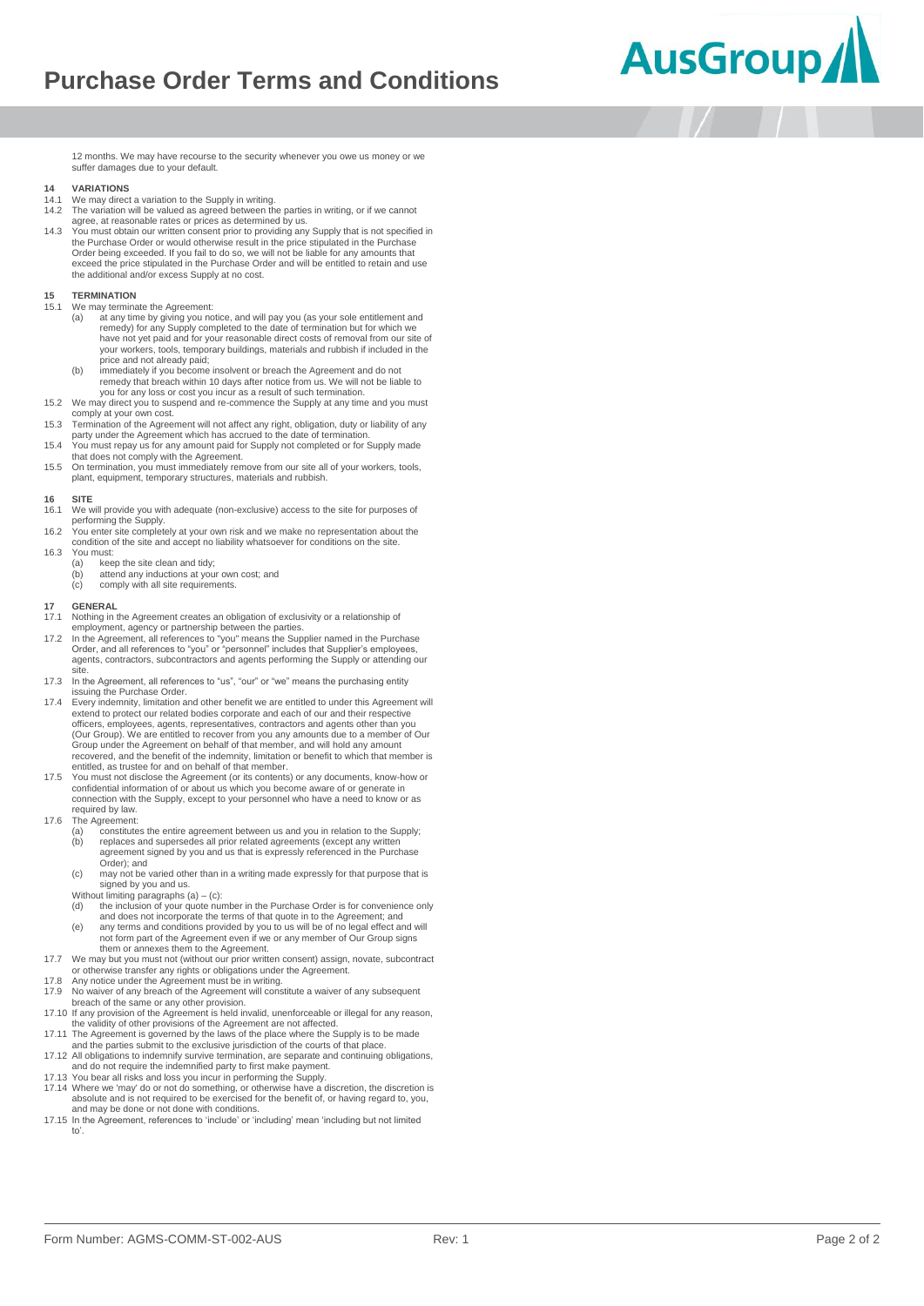12 months. We may have recourse to the security whenever you owe us money or we suffer damages due to your default.

**14 VARIATIONS**

14.1 We may direct a variation to the Supply in writing.

14.2 The variation will be valued as agreed between the parties in writing, or if we cannot agree, at reasonable rates or prices as determined by us.

14.3 You must obtain our written consent prior to providing any Supply that is not specified in the Purchase Order or would otherwise result in the price stipulated in the Purchase Order being exceeded. If you fail to do so, we will not be liable for any amounts that exceed the price stipulated in the Purchase Order and will be entitled to retain and use the additional and/or excess Supply at no cost.

**15 TERMINATION**

15.1 We may terminate the Agreement:

(a) at any time by giving you notice, and will pay you (as your sole entitlement and remedy) for any Supply completed to the date of termination but for which we have not yet paid and for your reasonable direct costs of removal from our site of your workers, tools, temporary buildings, materials and rubbish if included in the price and not already paid;

(b) immediately if you become insolvent or breach the Agreement and do not remedy that breach within 10 days after notice from us. We will not be liable to you for any loss or cost you incur as a result of such termination.

15.2 We may direct you to suspend and re-commence the Supply at any time and you must comply at your own cost.

15.3 Termination of the Agreement will not affect any right, obligation, duty or liability of any party under the Agreement which has accrued to the date of termination.

15.4 You must repay us for any amount paid for Supply not completed or for Supply made that does not comply with the Agreement.

15.5 On termination, you must immediately remove from our site all of your workers, tools, plant, equipment, temporary structures, materials and rubbish.

**16 SITE**

16.1 We will provide you with adequate (non-exclusive) access to the site for purposes of performing the Supply.

16.2 You enter site completely at your own risk and we make no representation about the condition of the site and accept no liability whatsoever for conditions on the site.

16.3 You must:

(a) keep the site clean and tidy;

(b) attend any inductions at your own cost; and

(c) comply with all site requirements.

**17 GENERAL**

17.1 Nothing in the Agreement creates an obligation of exclusivity or a relationship of employment, agency or partnership between the parties.

17.2 In the Agreement, all references to "you" means the Supplier named in the Purchase Order, and all references to "you" or "personnel" includes that Supplier's employees, agents, contractors, subcontractors and agents performing the Supply or attending our site.

17.3 In the Agreement, all references to "us", "our" or "we" means the purchasing entity issuing the Purchase Order.

17.4 Every indemnity, limitation and other benefit we are entitled to under this Agreement will extend to protect our related bodies corporate and each of our and their respective officers, employees, agents, representatives, contractors and agents other than you (Our Group). We are entitled to recover from you any amounts due to a member of Our Group under the Agreement on behalf of that member, and will hold any amount recovered, and the benefit of the indemnity, limitation or benefit to which that member is entitled, as trustee for and on behalf of that member.

17.5 You must not disclose the Agreement (or its contents) or any documents, know-how or confidential information of or about us which you become aware of or generate in connection with the Supply, except to your personnel who have a need to know or as required by law.

17.6 The Agreement:

(a) constitutes the entire agreement between us and you in relation to the Supply;

(b) replaces and supersedes all prior related agreements (except any written agreement signed by you and us that is expressly referenced in the Purchase Order); and

(c) may not be varied other than in a writing made expressly for that purpose that is signed by you and us.

Without limiting paragraphs (a) – (c):

(d) the inclusion of your quote number in the Purchase Order is for convenience only and does not incorporate the terms of that quote in to the Agreement; and

(e) any terms and conditions provided by you to us will be of no legal effect and will not form part of the Agreement even if we or any member of Our Group signs them or annexes them to the Agreement.

17.7 We may but you must not (without our prior written consent) assign, novate, subcontract or otherwise transfer any rights or obligations under the Agreement.

17.8 Any notice under the Agreement must be in writing.

17.9 No waiver of any breach of the Agreement will constitute a waiver of any subsequent breach of the same or any other provision.

17.10 If any provision of the Agreement is held invalid, unenforceable or illegal for any reason, the validity of other provisions of the Agreement are not affected.

17.11 The Agreement is governed by the laws of the place where the Supply is to be made and the parties submit to the exclusive jurisdiction of the courts of that place.

17.12 All obligations to indemnify survive termination, are separate and continuing obligations, and do not require the indemnified party to first make payment.

17.13 You bear all risks and loss you incur in performing the Supply.

17.14 Where we 'may' do or not do something, or otherwise have a discretion, the discretion is absolute and is not required to be exercised for the benefit of, or having regard to, you, and may be done or not done with conditions.

17.15 In the Agreement, references to 'include' or 'including' mean 'including but not limited to'.

Form Number: AGMS-COMM-ST-002-AUS Rev: 1